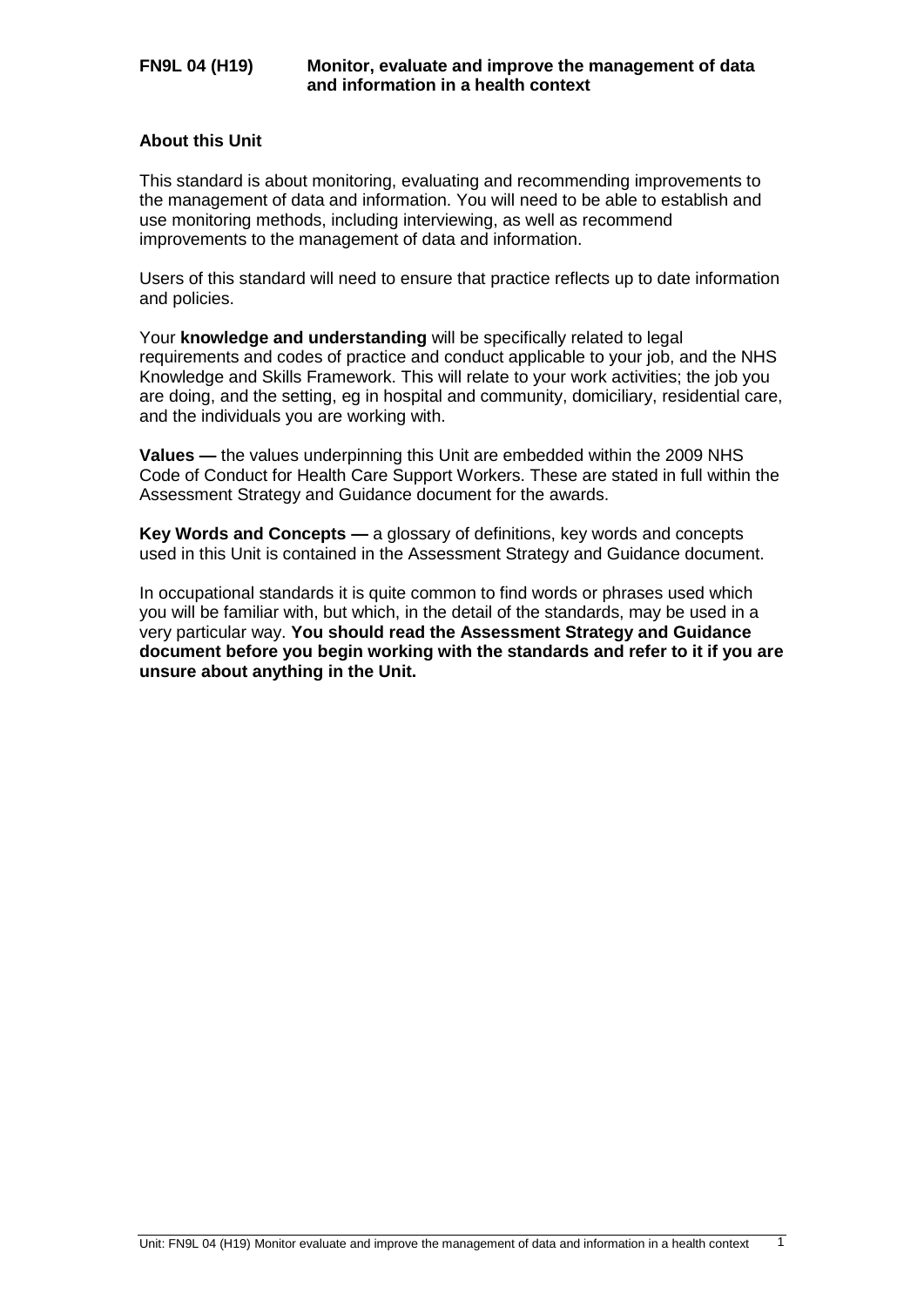# FN9L 04 (H19) Monitor, evaluate and improve the management of data and information in a health context

## About this Unit

This standard is about monitoring, evaluating and recommending improvements to the management of data and information. You will need to be able to establish and use monitoring methods, including interviewing, as well as recommend improvements to the management of data and information.

Users of this standard will need to ensure that practice reflects up to date information and policies.

Your **knowledge and understanding** will be specifically related to legal requirements and codes of practice and conduct applicable to your job, and the NHS Knowledge and Skills Framework. This will relate to your work activities; the job you are doing, and the setting, eg in hospital and community, domiciliary, residential care, and the individuals you are working with.

**Values —** the values underpinning this Unit are embedded within the 2009 NHS Code of Conduct for Health Care Support Workers. These are stated in full within the Assessment Strategy and Guidance document for the awards.

**Key Words and Concepts —** a glossary of definitions, key words and concepts used in this Unit is contained in the Assessment Strategy and Guidance document.

In occupational standards it is quite common to find words or phrases used which you will be familiar with, but which, in the detail of the standards, may be used in a very particular way. **You should read the Assessment Strategy and Guidance document before you begin working with the standards and refer to it if you are unsure about anything in the Unit.**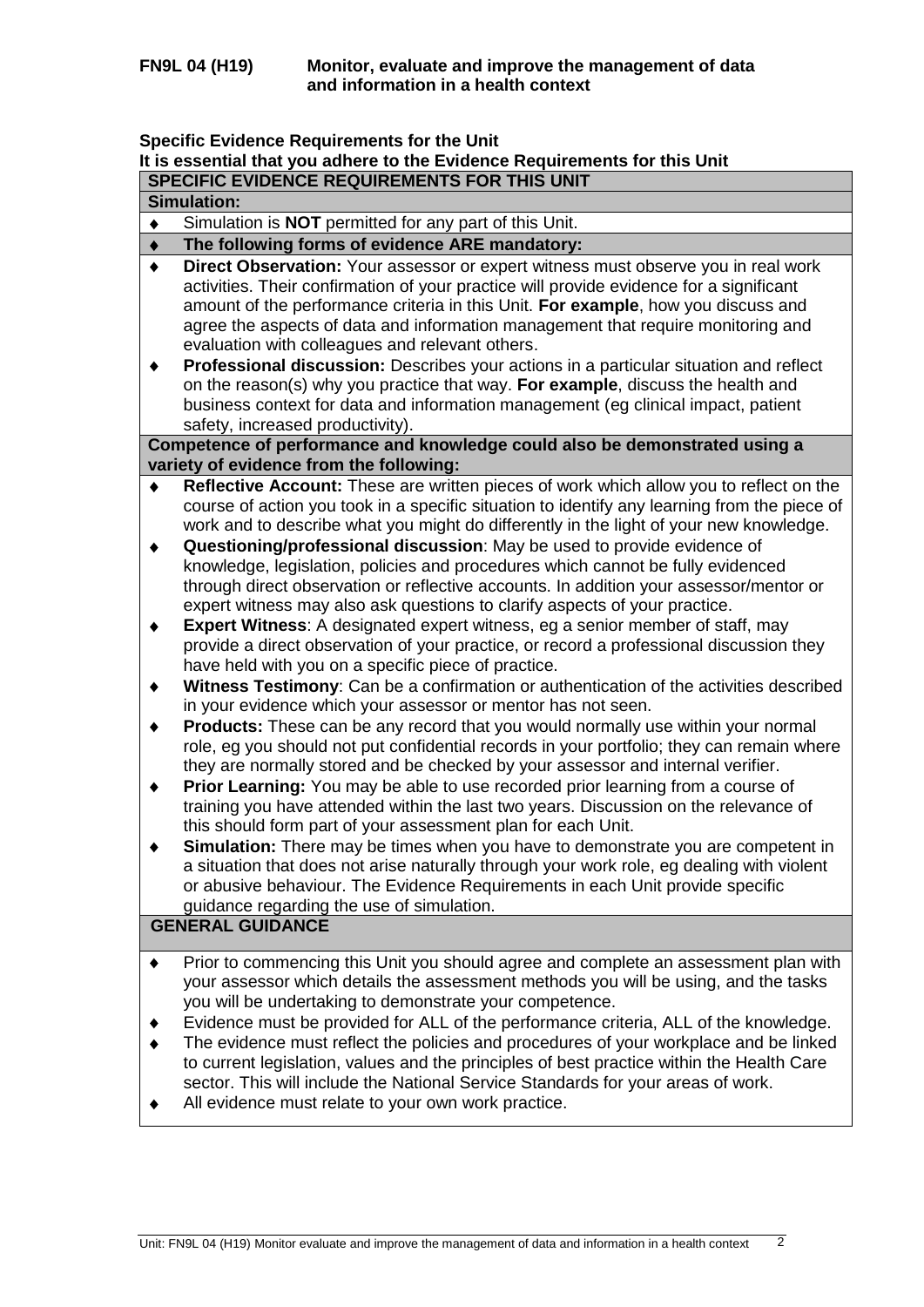**FN9L 04 (H19) Monitor, evaluate and improve the management of data and information in a health context**

**Specific Evidence Requirements for the Unit**

**It is essential that you adhere to the Evidence Requirements for this Unit**

**SPECIFIC EVIDENCE REQUIREMENTS FOR THIS UNIT**

**Simulation:**

- Simulation is **NOT** permitted for any part of this Unit.
- **The following forms of evidence ARE mandatory:**
- **Direct Observation:** Your assessor or expert witness must observe you in real work activities. Their confirmation of your practice will provide evidence for a significant amount of the performance criteria in this Unit. **For example**, how you discuss and agree the aspects of data and information management that require monitoring and evaluation with colleagues and relevant others.
- **Professional discussion:** Describes your actions in a particular situation and reflect on the reason(s) why you practice that way. **For example**, discuss the health and business context for data and information management (eg clinical impact, patient safety, increased productivity).

**Competence of performance and knowledge could also be demonstrated using a variety of evidence from the following:**

- **Reflective Account:** These are written pieces of work which allow you to reflect on the course of action you took in a specific situation to identify any learning from the piece of work and to describe what you might do differently in the light of your new knowledge.
- **Questioning/professional discussion**: May be used to provide evidence of knowledge, legislation, policies and procedures which cannot be fully evidenced through direct observation or reflective accounts. In addition your assessor/mentor or expert witness may also ask questions to clarify aspects of your practice.
- **Expert Witness**: A designated expert witness, eg a senior member of staff, may provide a direct observation of your practice, or record a professional discussion they have held with you on a specific piece of practice.
- **Witness Testimony**: Can be a confirmation or authentication of the activities described in your evidence which your assessor or mentor has not seen.
- **Products:** These can be any record that you would normally use within your normal role, eg you should not put confidential records in your portfolio; they can remain where they are normally stored and be checked by your assessor and internal verifier.
- **Prior Learning:** You may be able to use recorded prior learning from a course of training you have attended within the last two years. Discussion on the relevance of this should form part of your assessment plan for each Unit.
- **Simulation:** There may be times when you have to demonstrate you are competent in a situation that does not arise naturally through your work role, eg dealing with violent or abusive behaviour. The Evidence Requirements in each Unit provide specific guidance regarding the use of simulation.

**GENERAL GUIDANCE**

- Prior to commencing this Unit you should agree and complete an assessment plan with your assessor which details the assessment methods you will be using, and the tasks you will be undertaking to demonstrate your competence.
- Evidence must be provided for ALL of the performance criteria, ALL of the knowledge.
- The evidence must reflect the policies and procedures of your workplace and be linked to current legislation, values and the principles of best practice within the Health Care sector. This will include the National Service Standards for your areas of work.
- All evidence must relate to your own work practice.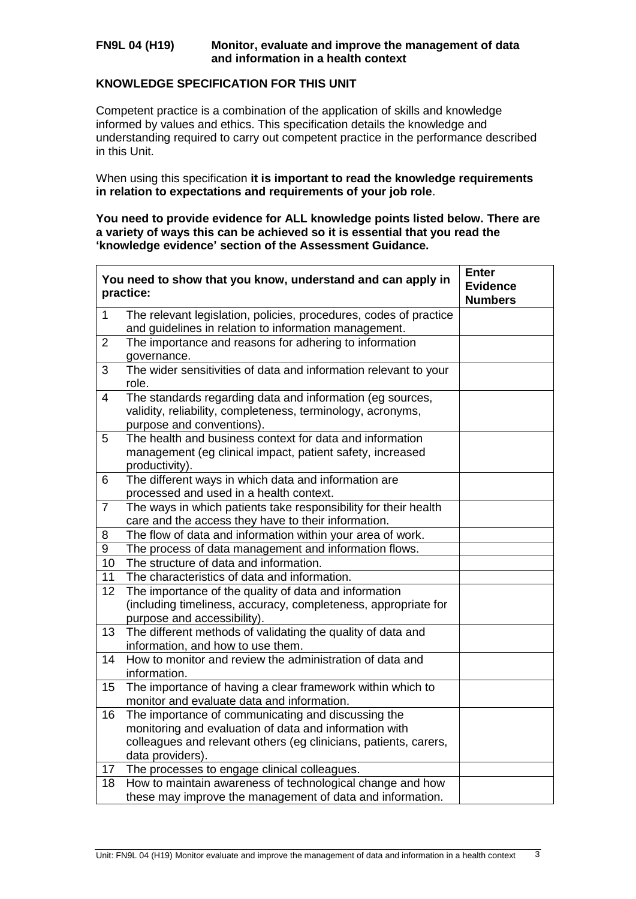**FN9L 04 (H19) Monitor, evaluate and improve the management of data and information in a health context**

**KNOWLEDGE SPECIFICATION FOR THIS UNIT**

Competent practice is a combination of the application of skills and knowledge informed by values and ethics. This specification details the knowledge and understanding required to carry out competent practice in the performance described in this Unit.

When using this specification **it is important to read the knowledge requirements in relation to expectations and requirements of your job role**.

**You need to provide evidence for ALL knowledge points listed below. There are a variety of ways this can be achieved so it is essential that you read the 'knowledge evidence' section of the Assessment Guidance.**

| | You need to show that you know, understand and can apply in practice: | Enter Evidence Numbers |
|---|---|---|
| 1 | The relevant legislation, policies, procedures, codes of practice and guidelines in relation to information management. | |
| 2 | The importance and reasons for adhering to information governance. | |
| 3 | The wider sensitivities of data and information relevant to your role. | |
| 4 | The standards regarding data and information (eg sources, validity, reliability, completeness, terminology, acronyms, purpose and conventions). | |
| 5 | The health and business context for data and information management (eg clinical impact, patient safety, increased productivity). | |
| 6 | The different ways in which data and information are processed and used in a health context. | |
| 7 | The ways in which patients take responsibility for their health care and the access they have to their information. | |
| 8 | The flow of data and information within your area of work. | |
| 9 | The process of data management and information flows. | |
| 10 | The structure of data and information. | |
| 11 | The characteristics of data and information. | |
| 12 | The importance of the quality of data and information (including timeliness, accuracy, completeness, appropriate for purpose and accessibility). | |
| 13 | The different methods of validating the quality of data and information, and how to use them. | |
| 14 | How to monitor and review the administration of data and information. | |
| 15 | The importance of having a clear framework within which to monitor and evaluate data and information. | |
| 16 | The importance of communicating and discussing the monitoring and evaluation of data and information with colleagues and relevant others (eg clinicians, patients, carers, data providers). | |
| 17 | The processes to engage clinical colleagues. | |
| 18 | How to maintain awareness of technological change and how these may improve the management of data and information. | |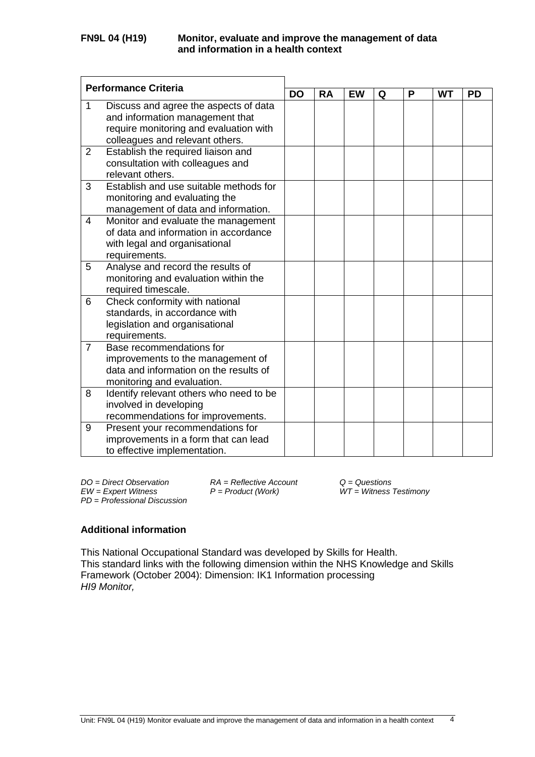**FN9L 04 (H19) Monitor, evaluate and improve the management of data and information in a health context**

| Performance Criteria | | DO | RA | EW | Q | P | WT | PD |
|---|---|---|---|---|---|---|---|---|
| 1 | Discuss and agree the aspects of data and information management that require monitoring and evaluation with colleagues and relevant others. | | | | | | | |
| 2 | Establish the required liaison and consultation with colleagues and relevant others. | | | | | | | |
| 3 | Establish and use suitable methods for monitoring and evaluating the management of data and information. | | | | | | | |
| 4 | Monitor and evaluate the management of data and information in accordance with legal and organisational requirements. | | | | | | | |
| 5 | Analyse and record the results of monitoring and evaluation within the required timescale. | | | | | | | |
| 6 | Check conformity with national standards, in accordance with legislation and organisational requirements. | | | | | | | |
| 7 | Base recommendations for improvements to the management of data and information on the results of monitoring and evaluation. | | | | | | | |
| 8 | Identify relevant others who need to be involved in developing recommendations for improvements. | | | | | | | |
| 9 | Present your recommendations for improvements in a form that can lead to effective implementation. | | | | | | | |

*DO = Direct Observation* *RA = Reflective Account* *Q = Questions*
*EW = Expert Witness* *P = Product (Work)* *WT = Witness Testimony*
*PD = Professional Discussion*

**Additional information**

This National Occupational Standard was developed by Skills for Health.
This standard links with the following dimension within the NHS Knowledge and Skills Framework (October 2004): Dimension: IK1 Information processing
*HI9 Monitor,*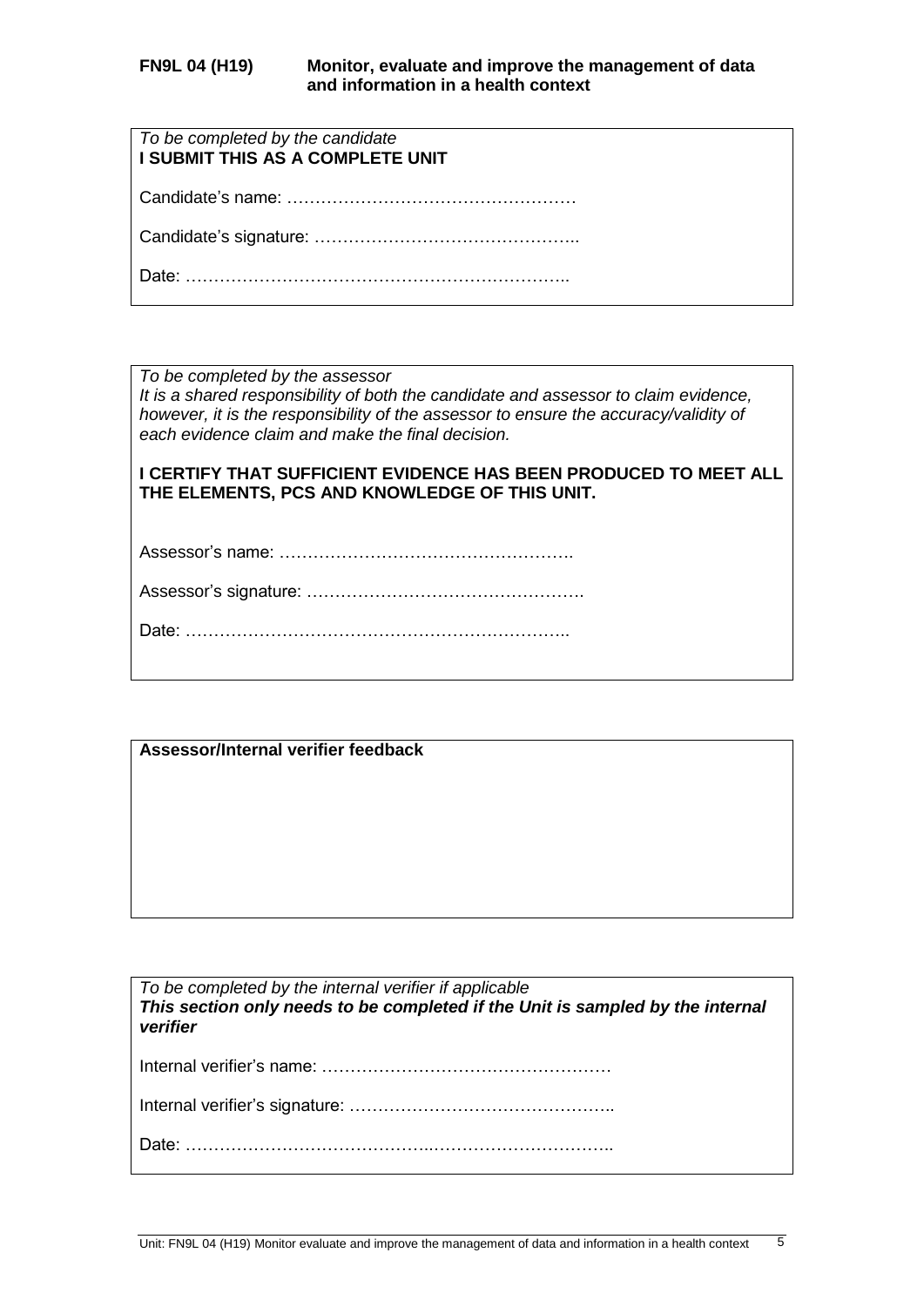**FN9L 04 (H19) Monitor, evaluate and improve the management of data and information in a health context**

*To be completed by the candidate*
**I SUBMIT THIS AS A COMPLETE UNIT**

Candidate's name: ……………………………………………

Candidate's signature: ………………………………………..

Date: …………………………………………………………..

*To be completed by the assessor*
*It is a shared responsibility of both the candidate and assessor to claim evidence, however, it is the responsibility of the assessor to ensure the accuracy/validity of each evidence claim and make the final decision.*

**I CERTIFY THAT SUFFICIENT EVIDENCE HAS BEEN PRODUCED TO MEET ALL THE ELEMENTS, PCS AND KNOWLEDGE OF THIS UNIT.**

Assessor's name: ……………………………………………..

Assessor's signature: ………………………………………….

Date: …………………………………………………………..

**Assessor/Internal verifier feedback**

*To be completed by the internal verifier if applicable*
***This section only needs to be completed if the Unit is sampled by the internal verifier***

Internal verifier's name: ……………………………………………

Internal verifier's signature: ………………………………………..

Date: …………………………………..…………………………..